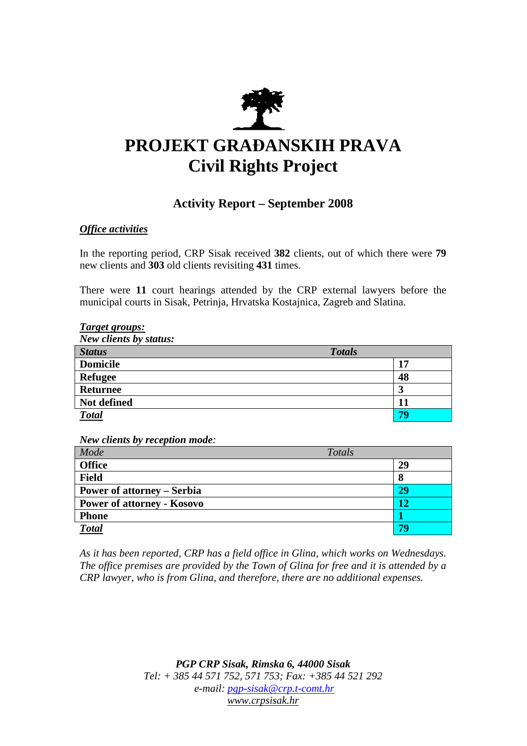# PROJEKT GRAĐANSKIH PRAVA
# Civil Rights Project

## Activity Report – September 2008

***Office activities***

In the reporting period, CRP Sisak received **382** clients, out of which there were **79** new clients and **303** old clients revisiting **431** times.

There were **11** court hearings attended by the CRP external lawyers before the municipal courts in Sisak, Petrinja, Hrvatska Kostajnica, Zagreb and Slatina.

***Target groups:***
***New clients by status:***

| *Status* | *Totals* |
|---|---|
| **Domicile** | **17** |
| **Refugee** | **48** |
| **Returnee** | **3** |
| **Not defined** | **11** |
| ***Total*** | **79** |

***New clients by reception mode****:*

| *Mode* | *Totals* |
|---|---|
| **Office** | **29** |
| **Field** | **8** |
| **Power of attorney – Serbia** | **29** |
| **Power of attorney - Kosovo** | **12** |
| **Phone** | **1** |
| ***Total*** | **79** |

*As it has been reported, CRP has a field office in Glina, which works on Wednesdays. The office premises are provided by the Town of Glina for free and it is attended by a CRP lawyer, who is from Glina, and therefore, there are no additional expenses.*

***PGP CRP Sisak, Rimska 6, 44000 Sisak***
*Tel: + 385 44 571 752, 571 753; Fax: +385 44 521 292*
*e-mail: pgp-sisak@crp.t-comt.hr*
*www.crpsisak.hr*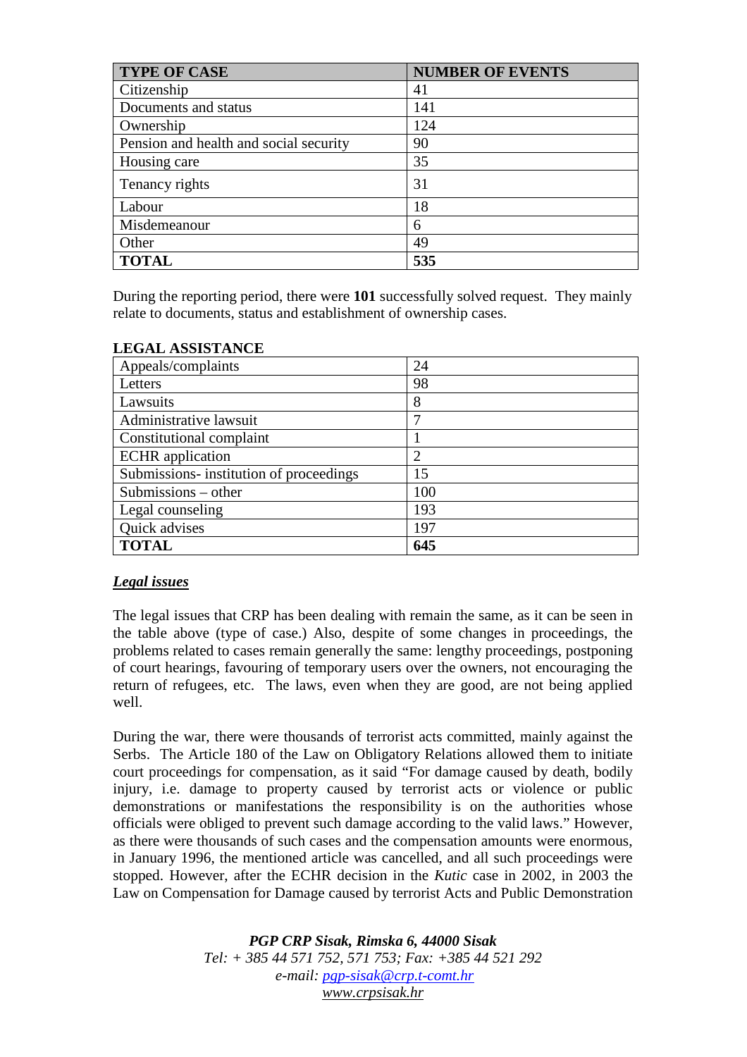| **TYPE OF CASE** | **NUMBER OF EVENTS** |
|---|---|
| Citizenship | 41 |
| Documents and status | 141 |
| Ownership | 124 |
| Pension and health and social security | 90 |
| Housing care | 35 |
| Tenancy rights | 31 |
| Labour | 18 |
| Misdemeanour | 6 |
| Other | 49 |
| **TOTAL** | **535** |

During the reporting period, there were **101** successfully solved request. They mainly relate to documents, status and establishment of ownership cases.

**LEGAL ASSISTANCE**

| | |
|---|---|
| Appeals/complaints | 24 |
| Letters | 98 |
| Lawsuits | 8 |
| Administrative lawsuit | 7 |
| Constitutional complaint | 1 |
| ECHR application | 2 |
| Submissions- institution of proceedings | 15 |
| Submissions – other | 100 |
| Legal counseling | 193 |
| Quick advises | 197 |
| **TOTAL** | **645** |

***Legal issues***

The legal issues that CRP has been dealing with remain the same, as it can be seen in the table above (type of case.) Also, despite of some changes in proceedings, the problems related to cases remain generally the same: lengthy proceedings, postponing of court hearings, favouring of temporary users over the owners, not encouraging the return of refugees, etc. The laws, even when they are good, are not being applied well.

During the war, there were thousands of terrorist acts committed, mainly against the Serbs. The Article 180 of the Law on Obligatory Relations allowed them to initiate court proceedings for compensation, as it said "For damage caused by death, bodily injury, i.e. damage to property caused by terrorist acts or violence or public demonstrations or manifestations the responsibility is on the authorities whose officials were obliged to prevent such damage according to the valid laws." However, as there were thousands of such cases and the compensation amounts were enormous, in January 1996, the mentioned article was cancelled, and all such proceedings were stopped. However, after the ECHR decision in the *Kutic* case in 2002, in 2003 the Law on Compensation for Damage caused by terrorist Acts and Public Demonstration

*PGP CRP Sisak, Rimska 6, 44000 Sisak*
*Tel: + 385 44 571 752, 571 753; Fax: +385 44 521 292*
*e-mail: pgp-sisak@crp.t-comt.hr*
*www.crpsisak.hr*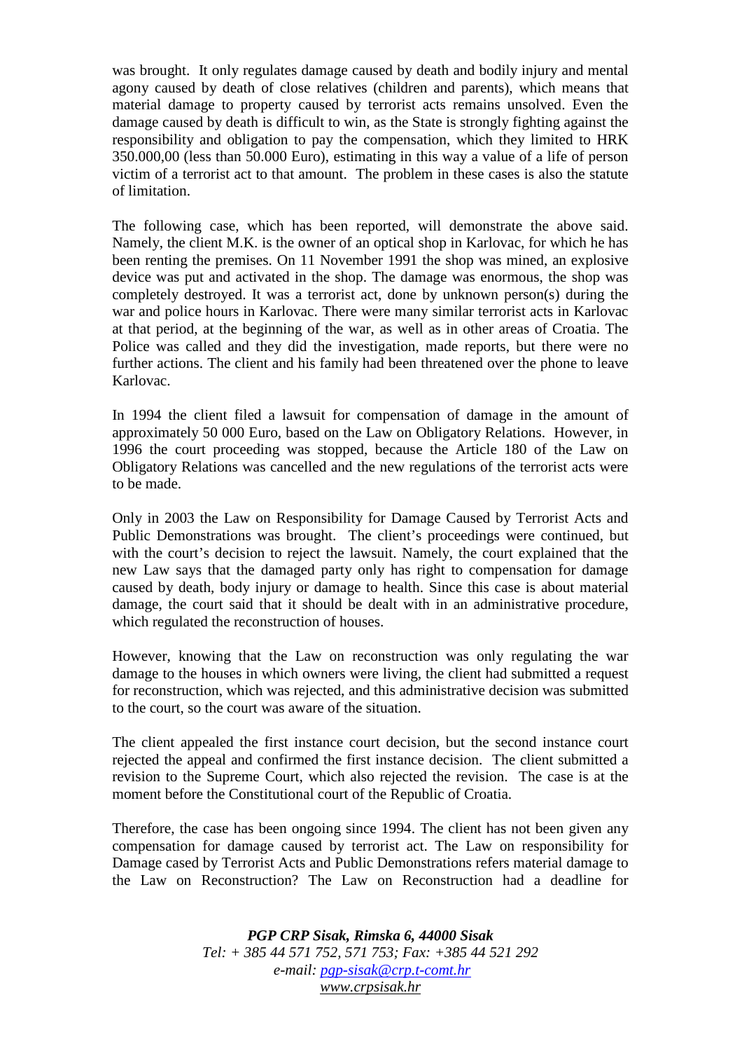was brought. It only regulates damage caused by death and bodily injury and mental agony caused by death of close relatives (children and parents), which means that material damage to property caused by terrorist acts remains unsolved. Even the damage caused by death is difficult to win, as the State is strongly fighting against the responsibility and obligation to pay the compensation, which they limited to HRK 350.000,00 (less than 50.000 Euro), estimating in this way a value of a life of person victim of a terrorist act to that amount. The problem in these cases is also the statute of limitation.

The following case, which has been reported, will demonstrate the above said. Namely, the client M.K. is the owner of an optical shop in Karlovac, for which he has been renting the premises. On 11 November 1991 the shop was mined, an explosive device was put and activated in the shop. The damage was enormous, the shop was completely destroyed. It was a terrorist act, done by unknown person(s) during the war and police hours in Karlovac. There were many similar terrorist acts in Karlovac at that period, at the beginning of the war, as well as in other areas of Croatia. The Police was called and they did the investigation, made reports, but there were no further actions. The client and his family had been threatened over the phone to leave Karlovac.

In 1994 the client filed a lawsuit for compensation of damage in the amount of approximately 50 000 Euro, based on the Law on Obligatory Relations. However, in 1996 the court proceeding was stopped, because the Article 180 of the Law on Obligatory Relations was cancelled and the new regulations of the terrorist acts were to be made.

Only in 2003 the Law on Responsibility for Damage Caused by Terrorist Acts and Public Demonstrations was brought. The client's proceedings were continued, but with the court's decision to reject the lawsuit. Namely, the court explained that the new Law says that the damaged party only has right to compensation for damage caused by death, body injury or damage to health. Since this case is about material damage, the court said that it should be dealt with in an administrative procedure, which regulated the reconstruction of houses.

However, knowing that the Law on reconstruction was only regulating the war damage to the houses in which owners were living, the client had submitted a request for reconstruction, which was rejected, and this administrative decision was submitted to the court, so the court was aware of the situation.

The client appealed the first instance court decision, but the second instance court rejected the appeal and confirmed the first instance decision. The client submitted a revision to the Supreme Court, which also rejected the revision. The case is at the moment before the Constitutional court of the Republic of Croatia.

Therefore, the case has been ongoing since 1994. The client has not been given any compensation for damage caused by terrorist act. The Law on responsibility for Damage cased by Terrorist Acts and Public Demonstrations refers material damage to the Law on Reconstruction? The Law on Reconstruction had a deadline for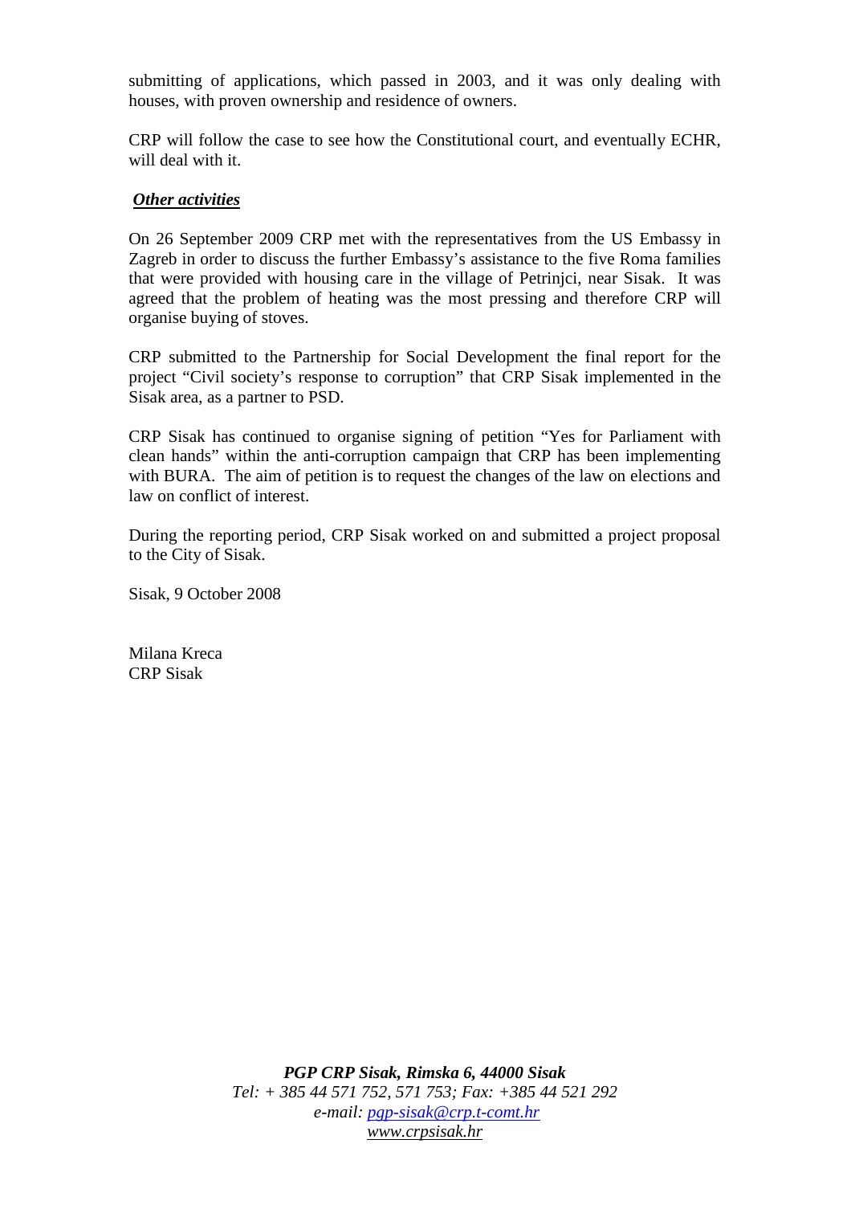submitting of applications, which passed in 2003, and it was only dealing with houses, with proven ownership and residence of owners.

CRP will follow the case to see how the Constitutional court, and eventually ECHR, will deal with it.

***Other activities***

On 26 September 2009 CRP met with the representatives from the US Embassy in Zagreb in order to discuss the further Embassy's assistance to the five Roma families that were provided with housing care in the village of Petrinjci, near Sisak. It was agreed that the problem of heating was the most pressing and therefore CRP will organise buying of stoves.

CRP submitted to the Partnership for Social Development the final report for the project "Civil society's response to corruption" that CRP Sisak implemented in the Sisak area, as a partner to PSD.

CRP Sisak has continued to organise signing of petition "Yes for Parliament with clean hands" within the anti-corruption campaign that CRP has been implementing with BURA. The aim of petition is to request the changes of the law on elections and law on conflict of interest.

During the reporting period, CRP Sisak worked on and submitted a project proposal to the City of Sisak.

Sisak, 9 October 2008

Milana Kreca
CRP Sisak

***PGP CRP Sisak, Rimska 6, 44000 Sisak***
*Tel: + 385 44 571 752, 571 753; Fax: +385 44 521 292*
*e-mail: pgp-sisak@crp.t-comt.hr*
*www.crpsisak.hr*